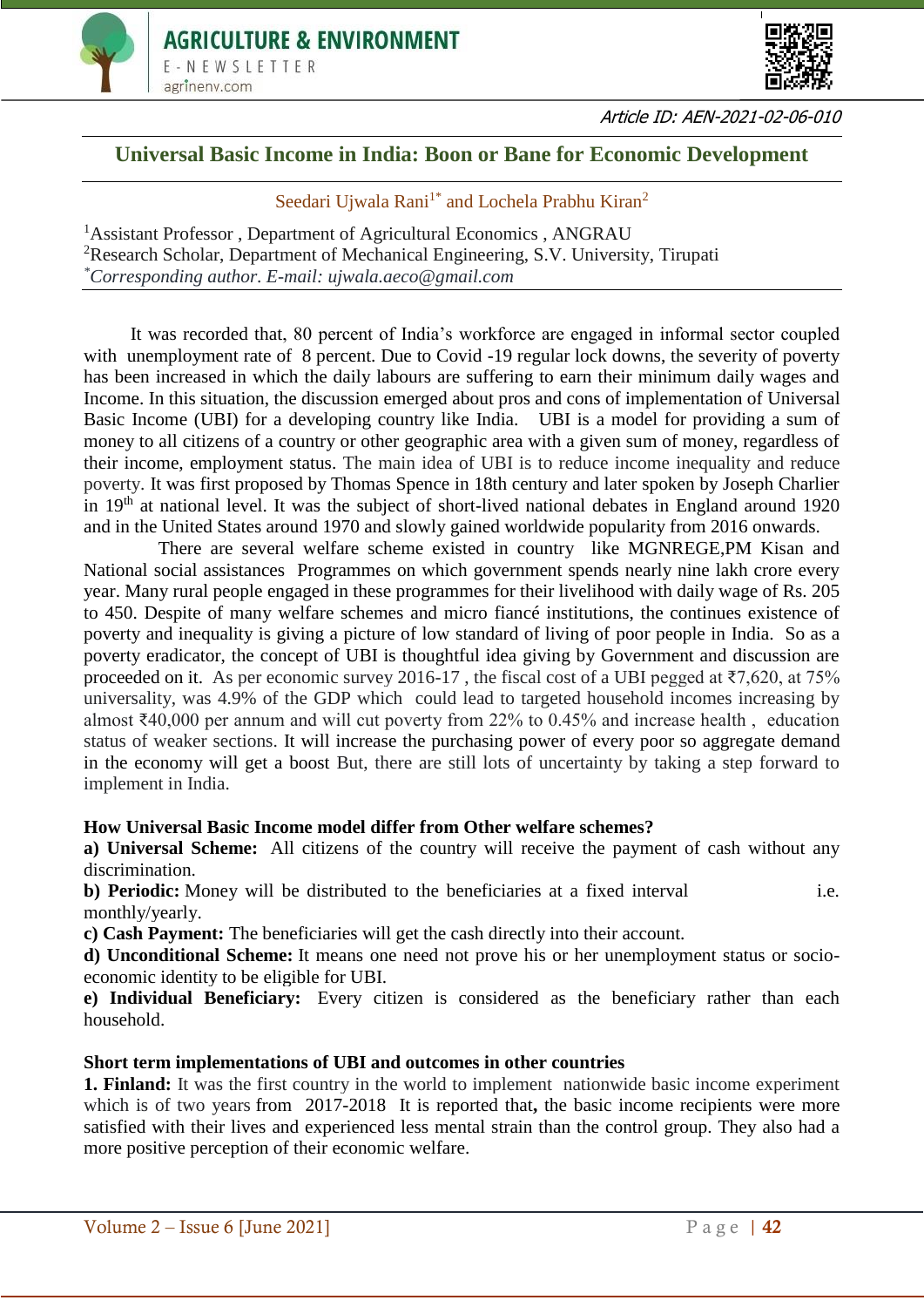Article ID: AEN-2021-02-06-010

# Universal Basic Income in India: Boon or Bane for Economic Development

Seedari Ujwala Rani[1*] and Lochela Prabhu Kiran[2]

[1]Assistant Professor , Department of Agricultural Economics , ANGRAU
[2]Research Scholar, Department of Mechanical Engineering, S.V. University, Tirupati
*Corresponding author. E-mail: ujwala.aeco@gmail.com*

It was recorded that, 80 percent of India's workforce are engaged in informal sector coupled with unemployment rate of 8 percent. Due to Covid -19 regular lock downs, the severity of poverty has been increased in which the daily labours are suffering to earn their minimum daily wages and Income. In this situation, the discussion emerged about pros and cons of implementation of Universal Basic Income (UBI) for a developing country like India. UBI is a model for providing a sum of money to all citizens of a country or other geographic area with a given sum of money, regardless of their income, employment status. The main idea of UBI is to reduce income inequality and reduce poverty. It was first proposed by Thomas Spence in 18th century and later spoken by Joseph Charlier in 19th at national level. It was the subject of short-lived national debates in England around 1920 and in the United States around 1970 and slowly gained worldwide popularity from 2016 onwards.

There are several welfare scheme existed in country like MGNREGE,PM Kisan and National social assistances Programmes on which government spends nearly nine lakh crore every year. Many rural people engaged in these programmes for their livelihood with daily wage of Rs. 205 to 450. Despite of many welfare schemes and micro fiancé institutions, the continues existence of poverty and inequality is giving a picture of low standard of living of poor people in India. So as a poverty eradicator, the concept of UBI is thoughtful idea giving by Government and discussion are proceeded on it. As per economic survey 2016-17 , the fiscal cost of a UBI pegged at ₹7,620, at 75% universality, was 4.9% of the GDP which could lead to targeted household incomes increasing by almost ₹40,000 per annum and will cut poverty from 22% to 0.45% and increase health , education status of weaker sections. It will increase the purchasing power of every poor so aggregate demand in the economy will get a boost But, there are still lots of uncertainty by taking a step forward to implement in India.

**How Universal Basic Income model differ from Other welfare schemes?**

**a) Universal Scheme:** All citizens of the country will receive the payment of cash without any discrimination.

**b) Periodic:** Money will be distributed to the beneficiaries at a fixed interval i.e. monthly/yearly.

**c) Cash Payment:** The beneficiaries will get the cash directly into their account.

**d) Unconditional Scheme:** It means one need not prove his or her unemployment status or socio-economic identity to be eligible for UBI.

**e) Individual Beneficiary:** Every citizen is considered as the beneficiary rather than each household.

**Short term implementations of UBI and outcomes in other countries**

**1. Finland:** It was the first country in the world to implement nationwide basic income experiment which is of two years from 2017-2018 It is reported that**,** the basic income recipients were more satisfied with their lives and experienced less mental strain than the control group. They also had a more positive perception of their economic welfare.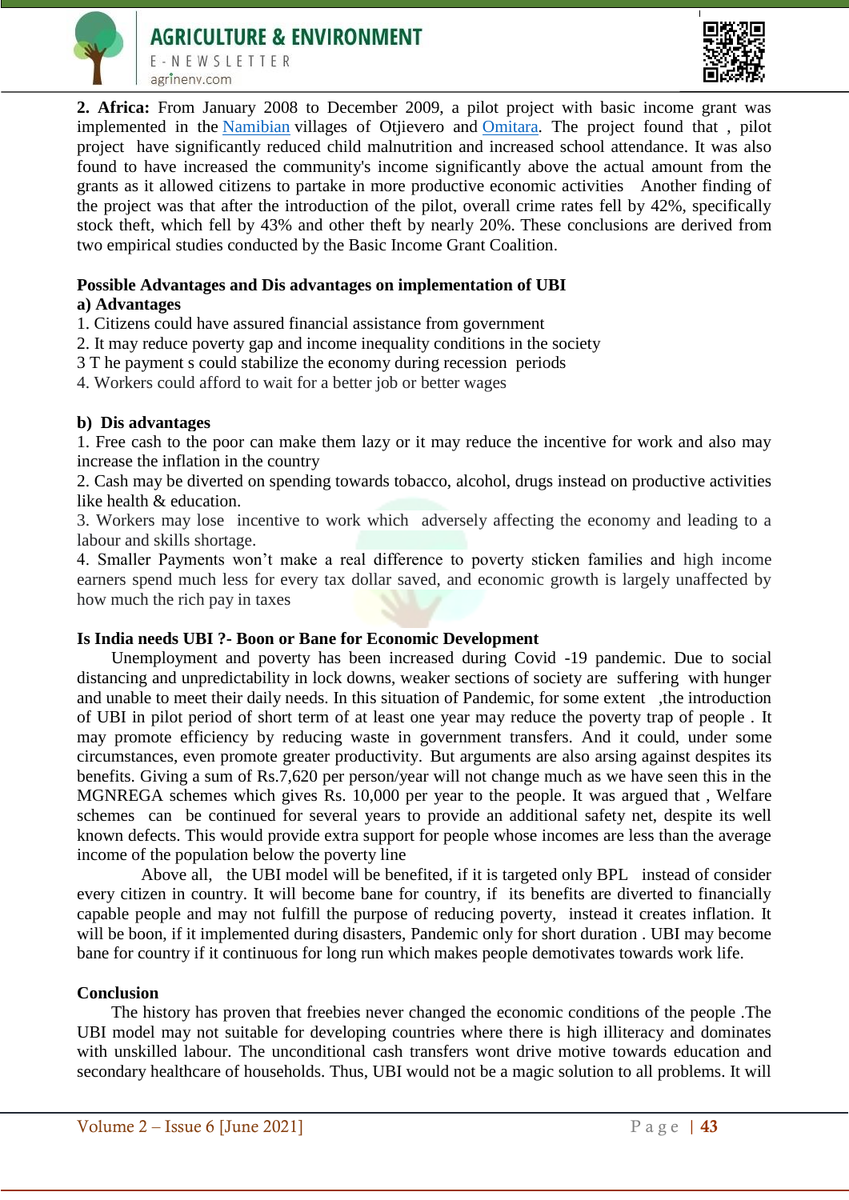**2. Africa:** From January 2008 to December 2009, a pilot project with basic income grant was implemented in the Namibian villages of Otjievero and Omitara. The project found that , pilot project have significantly reduced child malnutrition and increased school attendance. It was also found to have increased the community's income significantly above the actual amount from the grants as it allowed citizens to partake in more productive economic activities Another finding of the project was that after the introduction of the pilot, overall crime rates fell by 42%, specifically stock theft, which fell by 43% and other theft by nearly 20%. These conclusions are derived from two empirical studies conducted by the Basic Income Grant Coalition.

**Possible Advantages and Dis advantages on implementation of UBI**

**a) Advantages**

1. Citizens could have assured financial assistance from government
2. It may reduce poverty gap and income inequality conditions in the society
3 T he payment s could stabilize the economy during recession periods
4. Workers could afford to wait for a better job or better wages

**b) Dis advantages**

1. Free cash to the poor can make them lazy or it may reduce the incentive for work and also may increase the inflation in the country
2. Cash may be diverted on spending towards tobacco, alcohol, drugs instead on productive activities like health & education.
3. Workers may lose incentive to work which adversely affecting the economy and leading to a labour and skills shortage.
4. Smaller Payments won't make a real difference to poverty sticken families and high income earners spend much less for every tax dollar saved, and economic growth is largely unaffected by how much the rich pay in taxes

**Is India needs UBI ?- Boon or Bane for Economic Development**

Unemployment and poverty has been increased during Covid -19 pandemic. Due to social distancing and unpredictability in lock downs, weaker sections of society are suffering with hunger and unable to meet their daily needs. In this situation of Pandemic, for some extent ,the introduction of UBI in pilot period of short term of at least one year may reduce the poverty trap of people . It may promote efficiency by reducing waste in government transfers. And it could, under some circumstances, even promote greater productivity. But arguments are also arsing against despites its benefits. Giving a sum of Rs.7,620 per person/year will not change much as we have seen this in the MGNREGA schemes which gives Rs. 10,000 per year to the people. It was argued that , Welfare schemes can be continued for several years to provide an additional safety net, despite its well known defects. This would provide extra support for people whose incomes are less than the average income of the population below the poverty line

Above all, the UBI model will be benefited, if it is targeted only BPL instead of consider every citizen in country. It will become bane for country, if its benefits are diverted to financially capable people and may not fulfill the purpose of reducing poverty, instead it creates inflation. It will be boon, if it implemented during disasters, Pandemic only for short duration . UBI may become bane for country if it continuous for long run which makes people demotivates towards work life.

**Conclusion**

The history has proven that freebies never changed the economic conditions of the people .The UBI model may not suitable for developing countries where there is high illiteracy and dominates with unskilled labour. The unconditional cash transfers wont drive motive towards education and secondary healthcare of households. Thus, UBI would not be a magic solution to all problems. It will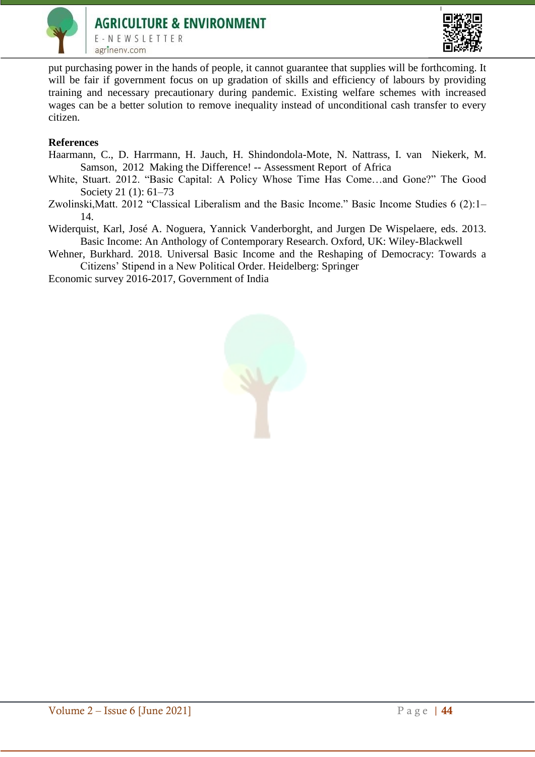put purchasing power in the hands of people, it cannot guarantee that supplies will be forthcoming. It will be fair if government focus on up gradation of skills and efficiency of labours by providing training and necessary precautionary during pandemic. Existing welfare schemes with increased wages can be a better solution to remove inequality instead of unconditional cash transfer to every citizen.

**References**

Haarmann, C., D. Harrmann, H. Jauch, H. Shindondola-Mote, N. Nattrass, I. van Niekerk, M. Samson, 2012 Making the Difference! -- Assessment Report of Africa

White, Stuart. 2012. "Basic Capital: A Policy Whose Time Has Come…and Gone?" The Good Society 21 (1): 61–73

Zwolinski,Matt. 2012 "Classical Liberalism and the Basic Income." Basic Income Studies 6 (2):1–14.

Widerquist, Karl, José A. Noguera, Yannick Vanderborght, and Jurgen De Wispelaere, eds. 2013. Basic Income: An Anthology of Contemporary Research. Oxford, UK: Wiley-Blackwell

Wehner, Burkhard. 2018. Universal Basic Income and the Reshaping of Democracy: Towards a Citizens' Stipend in a New Political Order. Heidelberg: Springer

Economic survey 2016-2017, Government of India